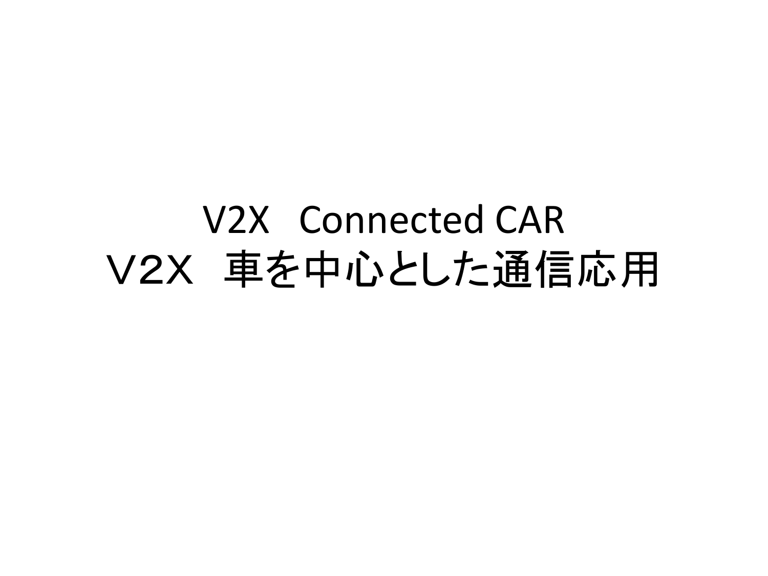# V2X　Connected CAR

# Ｖ2Ｘ　車を中心とした通信応用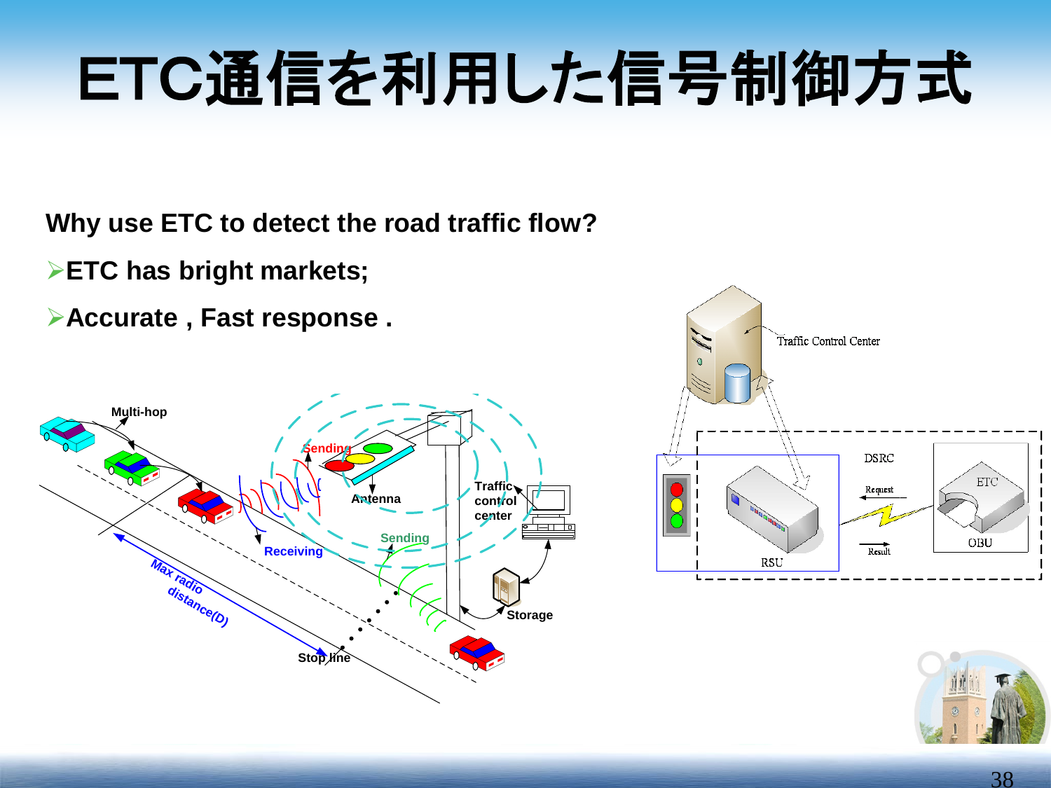# ETC通信を利用した信号制御方式

**Why use ETC to detect the road traffic flow?**

- **ETC has bright markets;**
- **Accurate , Fast response .**

Multi-hop

Sending

Antenna

Traffic control center

Receiving

Sending

Storage

Max radio distance(D)

Stop line

Traffic Control Center

DSRC

Request

Result

ETC

OBU

RSU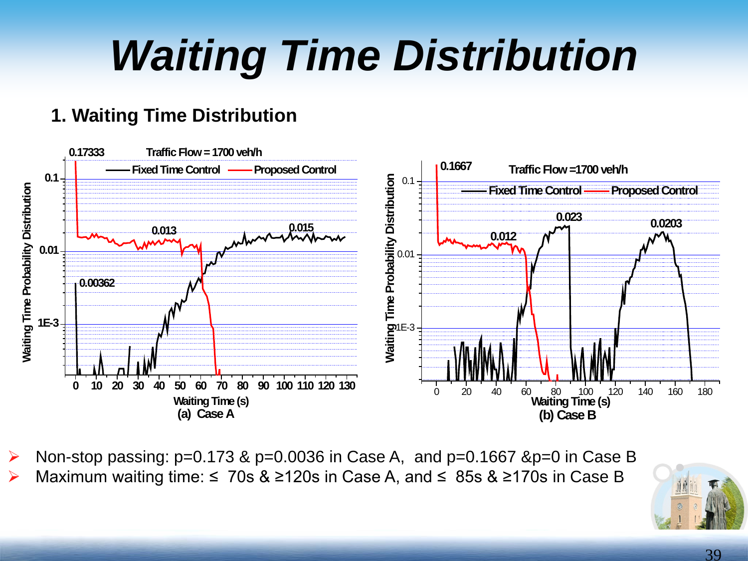# Waiting Time Distribution

## 1. Waiting Time Distribution

(a) Case A

(b) Case B

- Non-stop passing: p=0.173 & p=0.0036 in Case A, and p=0.1667 &p=0 in Case B
- Maximum waiting time: ≤ 70s & ≥120s in Case A, and ≤ 85s & ≥170s in Case B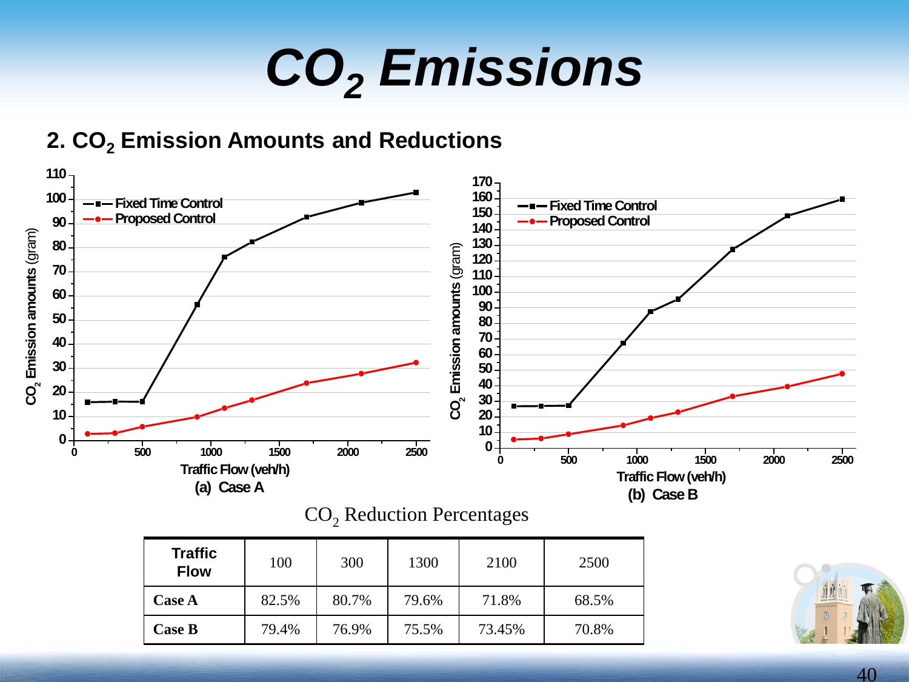# $CO_2$ Emissions

## 2. $CO_2$ Emission Amounts and Reductions

(a) Case A

(b) Case B

$CO_2$ Reduction Percentages

| Traffic Flow | 100 | 300 | 1300 | 2100 | 2500 |
|---|---|---|---|---|---|
| **Case A** | 82.5% | 80.7% | 79.6% | 71.8% | 68.5% |
| **Case B** | 79.4% | 76.9% | 75.5% | 73.45% | 70.8% |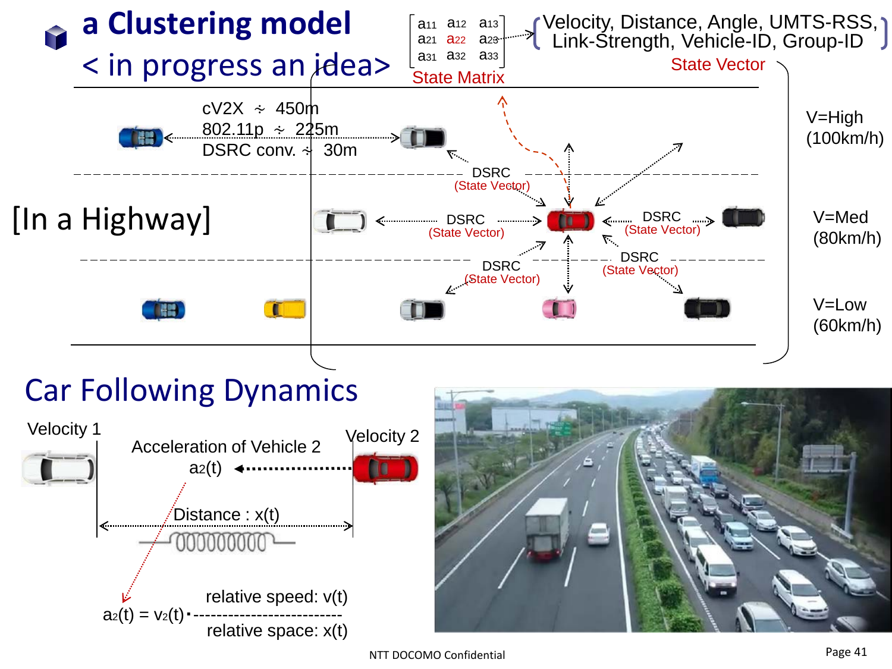# a Clustering model

## < in progress an idea>

$$\begin{bmatrix} a_{11} & a_{12} & a_{13} \\ a_{21} & a_{22} & a_{23} \\ a_{31} & a_{32} & a_{33} \end{bmatrix}$$

State Matrix

{Velocity, Distance, Angle, UMTS-RSS, Link-Strength, Vehicle-ID, Group-ID}

State Vector

cV2X ≒ 450m
802.11p ≒ 225m
DSRC conv. ≒ 30m

[In a Highway]

DSRC (State Vector)

V=High (100km/h)

V=Med (80km/h)

V=Low (60km/h)

## Car Following Dynamics

Velocity 1

Velocity 2

Acceleration of Vehicle 2

$a_2(t)$

Distance : $x(t)$

$$a_2(t) = v_2(t) \cdot \frac{\text{relative speed: } v(t)}{\text{relative space: } x(t)}$$

NTT DOCOMO Confidential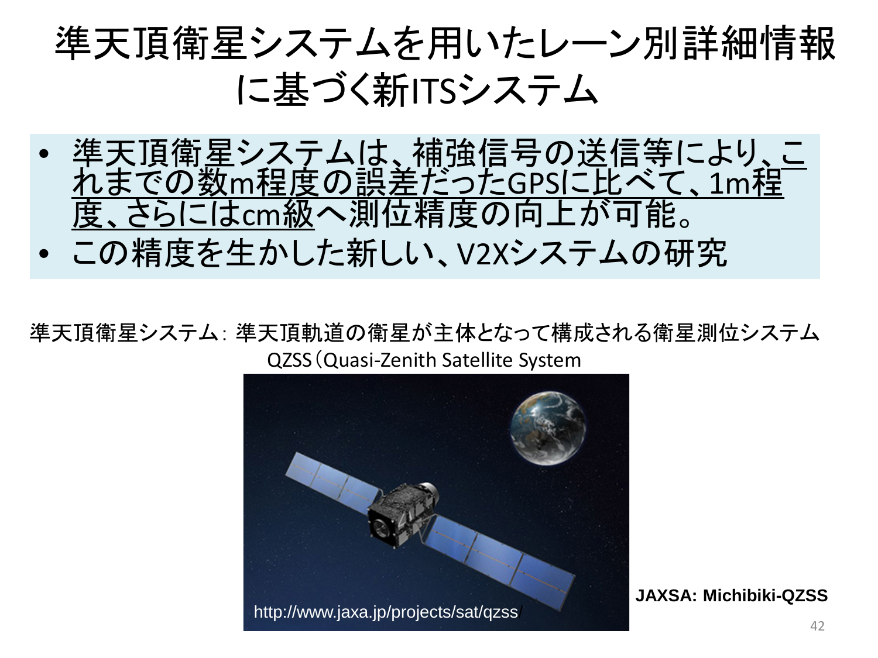# 準天頂衛星システムを用いたレーン別詳細情報に基づく新ITSシステム

- 準天頂衛星システムは、補強信号の送信等により、これまでの数m程度の誤差だったGPSに比べて、1m程度、さらにはcm級へ測位精度の向上が可能。
- この精度を生かした新しい、V2Xシステムの研究

準天頂衛星システム: 準天頂軌道の衛星が主体となって構成される衛星測位システム
QZSS（Quasi-Zenith Satellite System

http://www.jaxa.jp/projects/sat/qzss/

**JAXSA: Michibiki-QZSS**